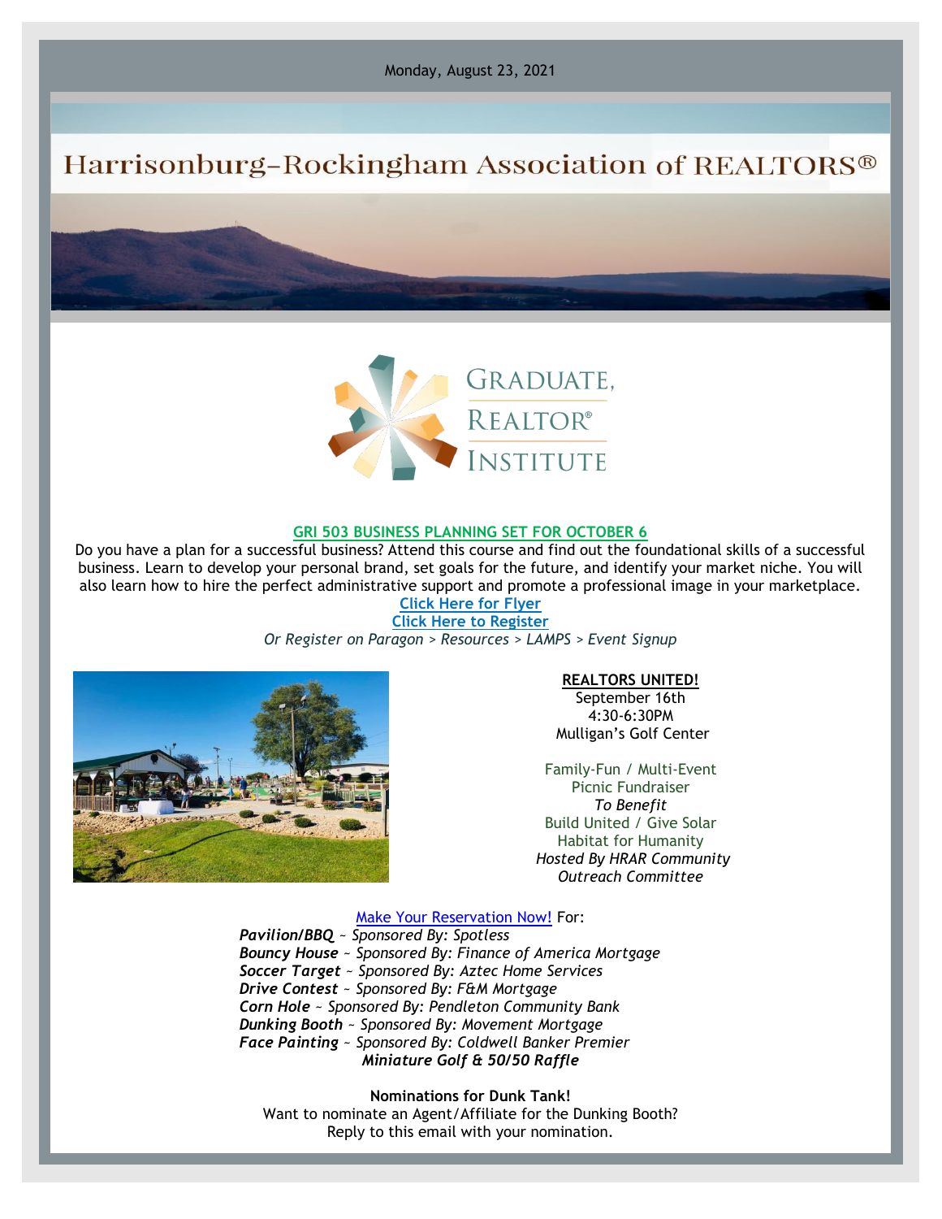Monday, August 23, 2021

# Harrisonburg-Rockingham Association of REALTORS®

GRADUATE, REALTOR® INSTITUTE

## GRI 503 BUSINESS PLANNING SET FOR OCTOBER 6

Do you have a plan for a successful business? Attend this course and find out the foundational skills of a successful business. Learn to develop your personal brand, set goals for the future, and identify your market niche. You will also learn how to hire the perfect administrative support and promote a professional image in your marketplace.

**Click Here for Flyer**

**Click Here to Register**

*Or Register on Paragon > Resources > LAMPS > Event Signup*

**REALTORS UNITED!**

September 16th
4:30-6:30PM
Mulligan's Golf Center

Family-Fun / Multi-Event
Picnic Fundraiser
*To Benefit*
Build United / Give Solar
Habitat for Humanity
*Hosted By HRAR Community Outreach Committee*

Make Your Reservation Now! For:

***Pavilion/BBQ*** *~ Sponsored By: Spotless*
***Bouncy House*** *~ Sponsored By: Finance of America Mortgage*
***Soccer Target*** *~ Sponsored By: Aztec Home Services*
***Drive Contest*** *~ Sponsored By: F&M Mortgage*
***Corn Hole*** *~ Sponsored By: Pendleton Community Bank*
***Dunking Booth*** *~ Sponsored By: Movement Mortgage*
***Face Painting*** *~ Sponsored By: Coldwell Banker Premier*
***Miniature Golf & 50/50 Raffle***

**Nominations for Dunk Tank!**
Want to nominate an Agent/Affiliate for the Dunking Booth?
Reply to this email with your nomination.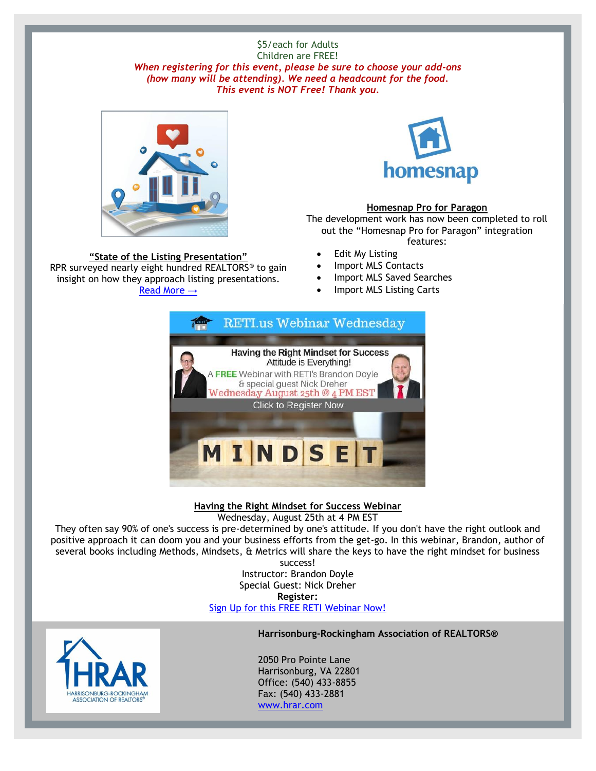$5/each for Adults
Children are FREE!

***When registering for this event, please be sure to choose your add-ons (how many will be attending). We need a headcount for the food. This event is NOT Free! Thank you.***

**"State of the Listing Presentation"**

RPR surveyed nearly eight hundred REALTORS® to gain insight on how they approach listing presentations.

[Read More →]

**Homesnap Pro for Paragon**

The development work has now been completed to roll out the "Homesnap Pro for Paragon" integration features:

- Edit My Listing
- Import MLS Contacts
- Import MLS Saved Searches
- Import MLS Listing Carts

RETI.us Webinar Wednesday

Having the Right Mindset for Success
Attitude is Everything!
A FREE Webinar with RETI's Brandon Doyle
& special guest Nick Dreher
Wednesday August 25th @ 4 PM EST
Click to Register Now

MINDSET

**Having the Right Mindset for Success Webinar**

Wednesday, August 25th at 4 PM EST

They often say 90% of one's success is pre-determined by one's attitude. If you don't have the right outlook and positive approach it can doom you and your business efforts from the get-go. In this webinar, Brandon, author of several books including Methods, Mindsets, & Metrics will share the keys to have the right mindset for business success!

Instructor: Brandon Doyle
Special Guest: Nick Dreher

**Register:**

[Sign Up for this FREE RETI Webinar Now!]

HRAR
HARRISONBURG-ROCKINGHAM ASSOCIATION OF REALTORS®

**Harrisonburg-Rockingham Association of REALTORS®**

2050 Pro Pointe Lane
Harrisonburg, VA 22801
Office: (540) 433-8855
Fax: (540) 433-2881
www.hrar.com